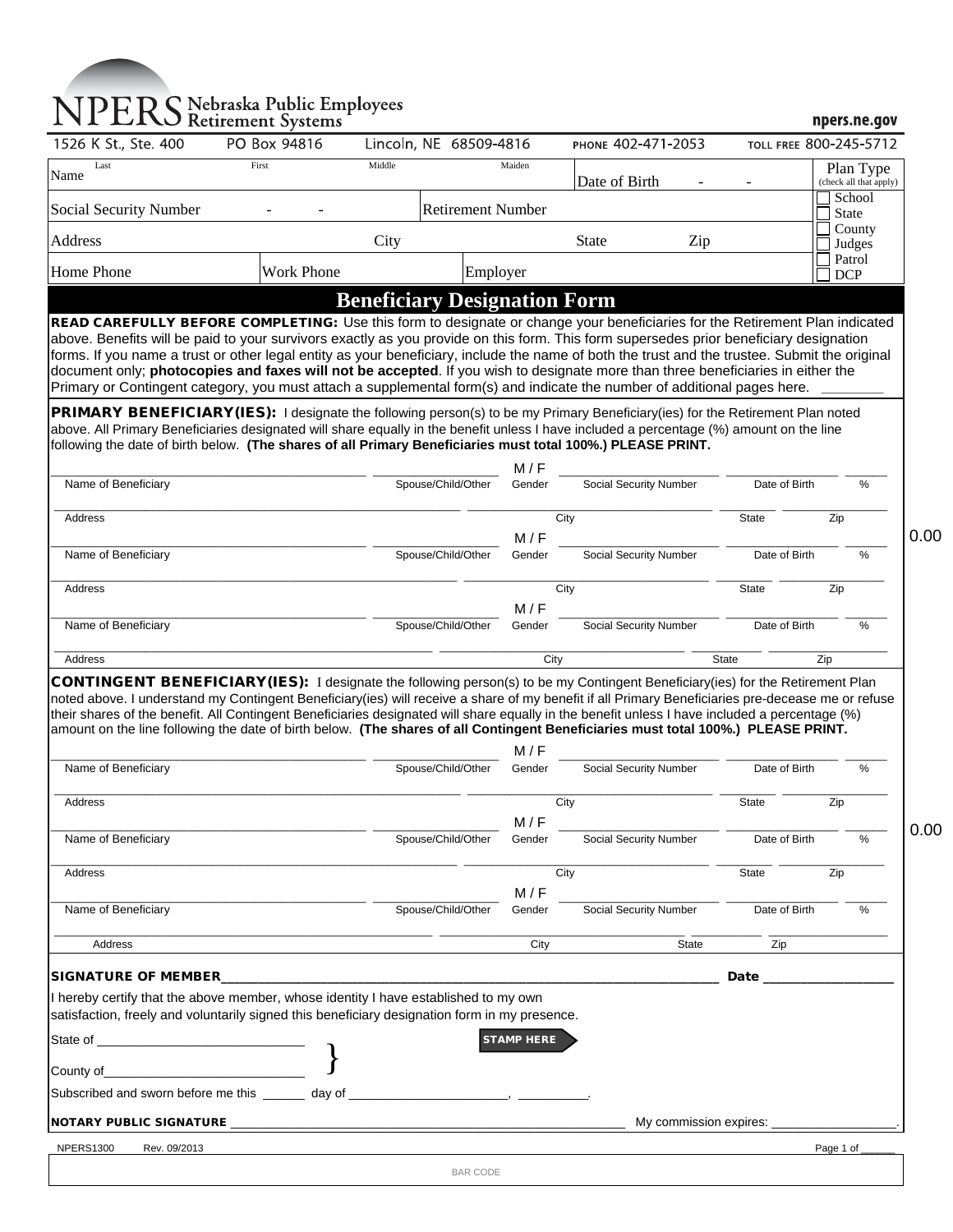# NPERS Nebraska Public Employees Retirement Systems

npers.ne.gov

1526 K St., Ste. 400 | PO Box 94816 | Lincoln, NE 68509-4816 | PHONE 402-471-2053 | TOLL FREE 800-245-5712

| Name (Last / First / Middle / Maiden) | Date of Birth - - | Plan Type (check all that apply) |
|---|---|---|
| Social Security Number - - | Retirement Number | ☐ School ☐ State |
| Address | City / State / Zip | ☐ County ☐ Judges |
| Home Phone / Work Phone | Employer | ☐ Patrol ☐ DCP |

## Beneficiary Designation Form

**READ CAREFULLY BEFORE COMPLETING:** Use this form to designate or change your beneficiaries for the Retirement Plan indicated above. Benefits will be paid to your survivors exactly as you provide on this form. This form supersedes prior beneficiary designation forms. If you name a trust or other legal entity as your beneficiary, include the name of both the trust and the trustee. Submit the original document only; **photocopies and faxes will not be accepted**. If you wish to designate more than three beneficiaries in either the Primary or Contingent category, you must attach a supplemental form(s) and indicate the number of additional pages here. ________

**PRIMARY BENEFICIARY(IES):** I designate the following person(s) to be my Primary Beneficiary(ies) for the Retirement Plan noted above. All Primary Beneficiaries designated will share equally in the benefit unless I have included a percentage (%) amount on the line following the date of birth below. **(The shares of all Primary Beneficiaries must total 100%.) PLEASE PRINT.**

| Name of Beneficiary | Spouse/Child/Other | M / F Gender | Social Security Number | Date of Birth | % |
|---|---|---|---|---|---|
| Address | | City | | State | Zip |
| Name of Beneficiary | Spouse/Child/Other | M / F Gender | Social Security Number | Date of Birth | % |
| Address | | City | | State | Zip |
| Name of Beneficiary | Spouse/Child/Other | M / F Gender | Social Security Number | Date of Birth | % |
| Address | | City | | State | Zip |

0.00

**CONTINGENT BENEFICIARY(IES):** I designate the following person(s) to be my Contingent Beneficiary(ies) for the Retirement Plan noted above. I understand my Contingent Beneficiary(ies) will receive a share of my benefit if all Primary Beneficiaries pre-decease me or refuse their shares of the benefit. All Contingent Beneficiaries designated will share equally in the benefit unless I have included a percentage (%) amount on the line following the date of birth below. **(The shares of all Contingent Beneficiaries must total 100%.) PLEASE PRINT.**

| Name of Beneficiary | Spouse/Child/Other | M / F Gender | Social Security Number | Date of Birth | % |
|---|---|---|---|---|---|
| Address | | City | | State | Zip |
| Name of Beneficiary | Spouse/Child/Other | M / F Gender | Social Security Number | Date of Birth | % |
| Address | | City | | State | Zip |
| Name of Beneficiary | Spouse/Child/Other | M / F Gender | Social Security Number | Date of Birth | % |
| Address | | City | | State | Zip |

0.00

**SIGNATURE OF MEMBER** ______________________________ **Date** ____________

I hereby certify that the above member, whose identity I have established to my own satisfaction, freely and voluntarily signed this beneficiary designation form in my presence.

State of ____________________ }

County of ____________________

**STAMP HERE**

Subscribed and sworn before me this ______ day of ____________________, __________.

**NOTARY PUBLIC SIGNATURE** ______________________________ My commission expires: ______________.

NPERS1300 Rev. 09/2013

BAR CODE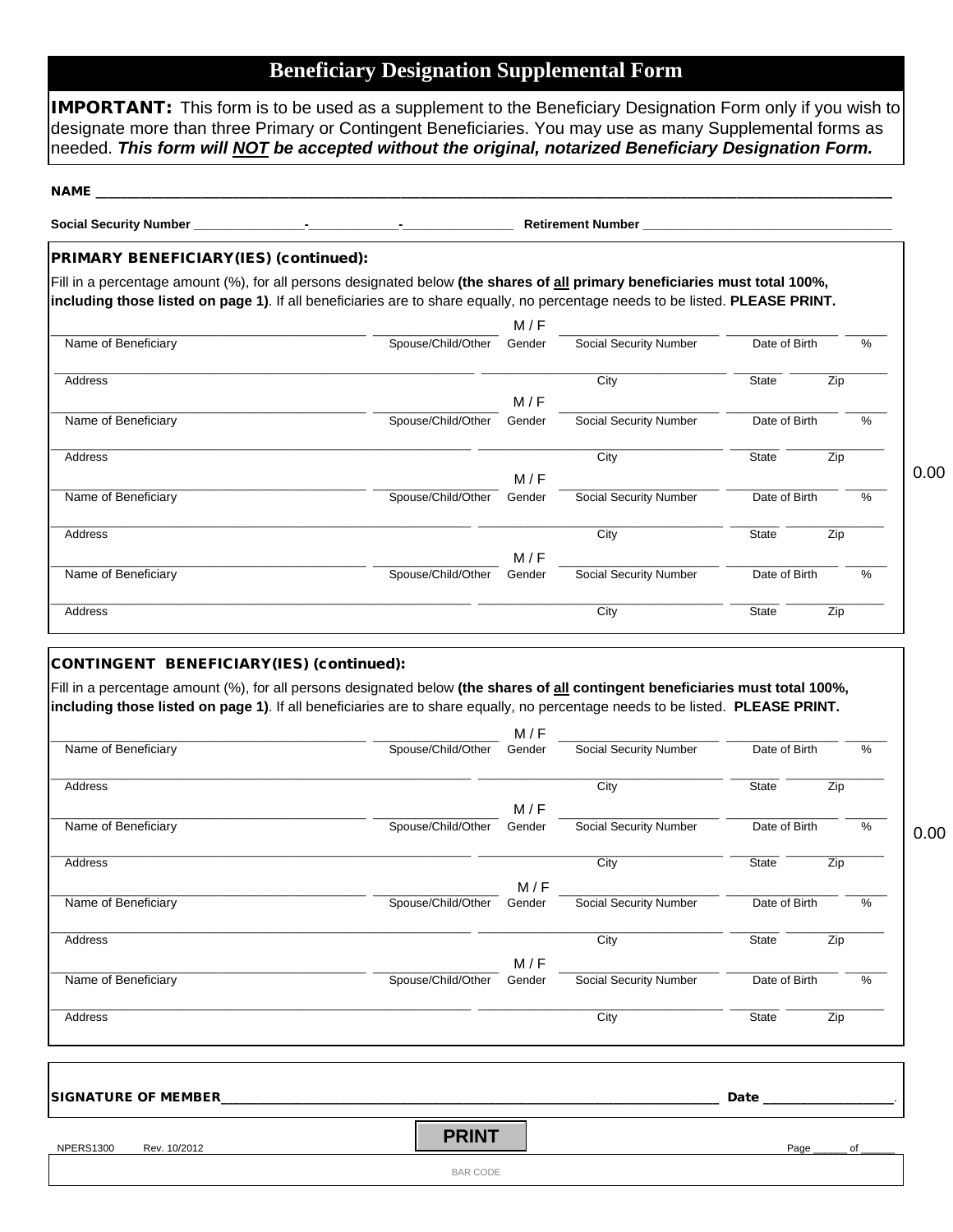# Beneficiary Design Supplemental Form

**IMPORTANT:** This form is to be used as a supplement to the Beneficiary Designation Form only if you wish to designate more than three Primary or Contingent Beneficiaries. You may use as many Supplemental forms as needed. ***This form will NOT be accepted without the original, notarized Beneficiary Designation Form.***

**NAME** ______________________________________________

**Social Security Number** ____________-__________-____________ **Retirement Number** ______________________________

## PRIMARY BENEFICIARY(IES) (continued):

Fill in a percentage amount (%), for all persons designated below **(the shares of all primary beneficiaries must total 100%, including those listed on page 1)**. If all beneficiaries are to share equally, no percentage needs to be listed. **PLEASE PRINT.**

| Name of Beneficiary | Spouse/Child/Other | M / F Gender | Social Security Number | Date of Birth | % |
|---|---|---|---|---|---|
| | | | | | |
| **Address** | | | **City** | **State** | **Zip** |
| | | | | | |

| Name of Beneficiary | Spouse/Child/Other | M / F Gender | Social Security Number | Date of Birth | % |
|---|---|---|---|---|---|
| | | | | | |
| **Address** | | | **City** | **State** | **Zip** |
| | | | | | |

| Name of Beneficiary | Spouse/Child/Other | M / F Gender | Social Security Number | Date of Birth | % |
|---|---|---|---|---|---|
| | | | | | |
| **Address** | | | **City** | **State** | **Zip** |
| | | | | | |

| Name of Beneficiary | Spouse/Child/Other | M / F Gender | Social Security Number | Date of Birth | % |
|---|---|---|---|---|---|
| | | | | | |
| **Address** | | | **City** | **State** | **Zip** |
| | | | | | |

0.00

## CONTINGENT BENEFICIARY(IES) (continued):

Fill in a percentage amount (%), for all persons designated below **(the shares of all contingent beneficiaries must total 100%, including those listed on page 1)**. If all beneficiaries are to share equally, no percentage needs to be listed. **PLEASE PRINT.**

| Name of Beneficiary | Spouse/Child/Other | M / F Gender | Social Security Number | Date of Birth | % |
|---|---|---|---|---|---|
| | | | | | |
| **Address** | | | **City** | **State** | **Zip** |
| | | | | | |

| Name of Beneficiary | Spouse/Child/Other | M / F Gender | Social Security Number | Date of Birth | % |
|---|---|---|---|---|---|
| | | | | | |
| **Address** | | | **City** | **State** | **Zip** |
| | | | | | |

| Name of Beneficiary | Spouse/Child/Other | M / F Gender | Social Security Number | Date of Birth | % |
|---|---|---|---|---|---|
| | | | | | |
| **Address** | | | **City** | **State** | **Zip** |
| | | | | | |

| Name of Beneficiary | Spouse/Child/Other | M / F Gender | Social Security Number | Date of Birth | % |
|---|---|---|---|---|---|
| | | | | | |
| **Address** | | | **City** | **State** | **Zip** |
| | | | | | |

0.00

**SIGNATURE OF MEMBER** ______________________________________ **Date** ______________.

PRINT

NPERS1300 Rev. 10/2012

Page ______ of ______

BAR CODE